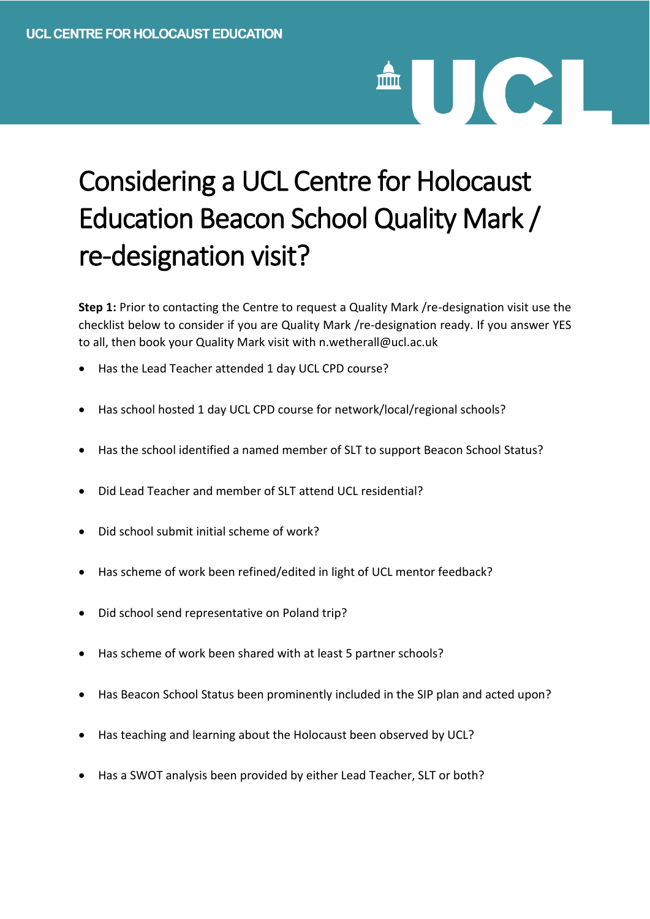UCL CENTRE FOR HOLOCAUST EDUCATION

# Considering a UCL Centre for Holocaust Education Beacon School Quality Mark / re-designation visit?

**Step 1:** Prior to contacting the Centre to request a Quality Mark /re-designation visit use the checklist below to consider if you are Quality Mark /re-designation ready. If you answer YES to all, then book your Quality Mark visit with n.wetherall@ucl.ac.uk

- Has the Lead Teacher attended 1 day UCL CPD course?
- Has school hosted 1 day UCL CPD course for network/local/regional schools?
- Has the school identified a named member of SLT to support Beacon School Status?
- Did Lead Teacher and member of SLT attend UCL residential?
- Did school submit initial scheme of work?
- Has scheme of work been refined/edited in light of UCL mentor feedback?
- Did school send representative on Poland trip?
- Has scheme of work been shared with at least 5 partner schools?
- Has Beacon School Status been prominently included in the SIP plan and acted upon?
- Has teaching and learning about the Holocaust been observed by UCL?
- Has a SWOT analysis been provided by either Lead Teacher, SLT or both?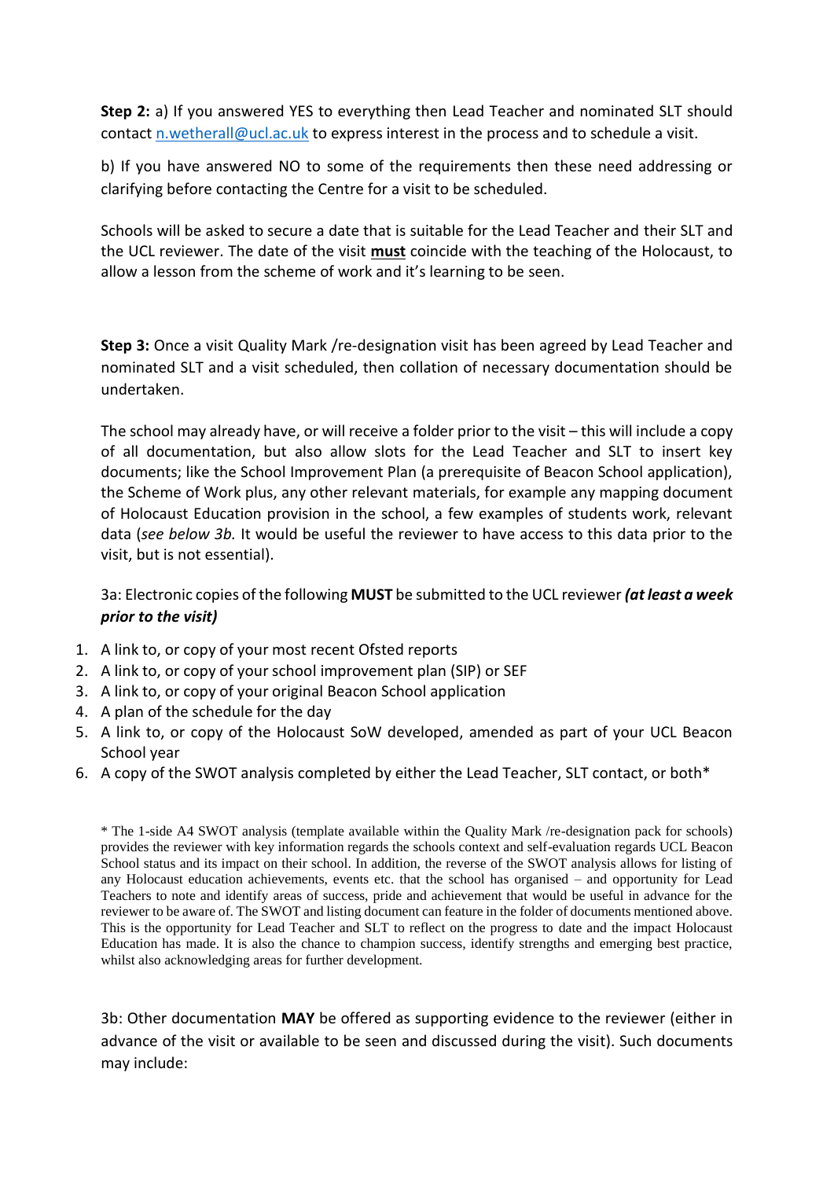**Step 2:** a) If you answered YES to everything then Lead Teacher and nominated SLT should contact n.wetherall@ucl.ac.uk to express interest in the process and to schedule a visit.

b) If you have answered NO to some of the requirements then these need addressing or clarifying before contacting the Centre for a visit to be scheduled.

Schools will be asked to secure a date that is suitable for the Lead Teacher and their SLT and the UCL reviewer. The date of the visit **must** coincide with the teaching of the Holocaust, to allow a lesson from the scheme of work and it's learning to be seen.

**Step 3:** Once a visit Quality Mark /re-designation visit has been agreed by Lead Teacher and nominated SLT and a visit scheduled, then collation of necessary documentation should be undertaken.

The school may already have, or will receive a folder prior to the visit – this will include a copy of all documentation, but also allow slots for the Lead Teacher and SLT to insert key documents; like the School Improvement Plan (a prerequisite of Beacon School application), the Scheme of Work plus, any other relevant materials, for example any mapping document of Holocaust Education provision in the school, a few examples of students work, relevant data (*see below 3b.* It would be useful the reviewer to have access to this data prior to the visit, but is not essential).

3a: Electronic copies of the following **MUST** be submitted to the UCL reviewer ***(at least a week prior to the visit)***

1. A link to, or copy of your most recent Ofsted reports
2. A link to, or copy of your school improvement plan (SIP) or SEF
3. A link to, or copy of your original Beacon School application
4. A plan of the schedule for the day
5. A link to, or copy of the Holocaust SoW developed, amended as part of your UCL Beacon School year
6. A copy of the SWOT analysis completed by either the Lead Teacher, SLT contact, or both*

\* The 1-side A4 SWOT analysis (template available within the Quality Mark /re-designation pack for schools) provides the reviewer with key information regards the schools context and self-evaluation regards UCL Beacon School status and its impact on their school. In addition, the reverse of the SWOT analysis allows for listing of any Holocaust education achievements, events etc. that the school has organised – and opportunity for Lead Teachers to note and identify areas of success, pride and achievement that would be useful in advance for the reviewer to be aware of. The SWOT and listing document can feature in the folder of documents mentioned above. This is the opportunity for Lead Teacher and SLT to reflect on the progress to date and the impact Holocaust Education has made. It is also the chance to champion success, identify strengths and emerging best practice, whilst also acknowledging areas for further development.

3b: Other documentation **MAY** be offered as supporting evidence to the reviewer (either in advance of the visit or available to be seen and discussed during the visit). Such documents may include: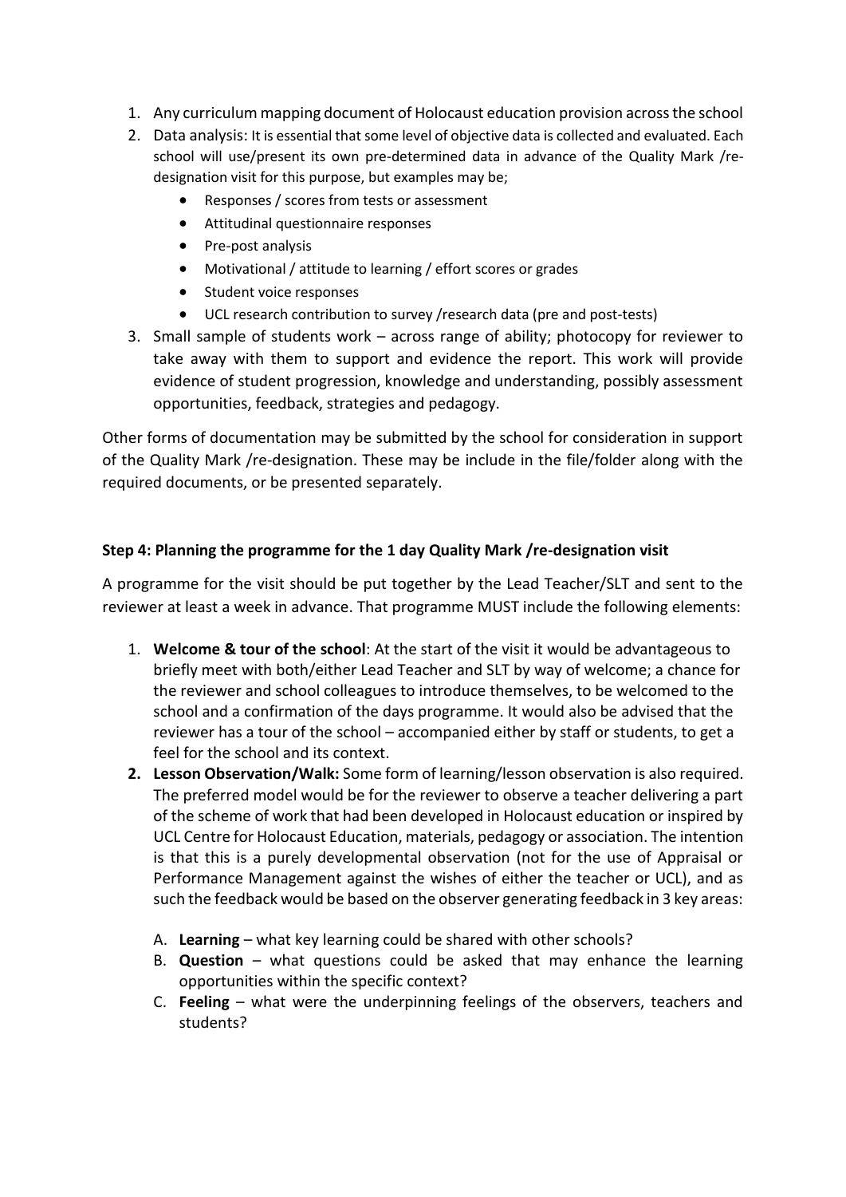1. Any curriculum mapping document of Holocaust education provision across the school
2. Data analysis: It is essential that some level of objective data is collected and evaluated. Each school will use/present its own pre-determined data in advance of the Quality Mark /re-designation visit for this purpose, but examples may be;
   - Responses / scores from tests or assessment
   - Attitudinal questionnaire responses
   - Pre-post analysis
   - Motivational / attitude to learning / effort scores or grades
   - Student voice responses
   - UCL research contribution to survey /research data (pre and post-tests)
3. Small sample of students work – across range of ability; photocopy for reviewer to take away with them to support and evidence the report. This work will provide evidence of student progression, knowledge and understanding, possibly assessment opportunities, feedback, strategies and pedagogy.

Other forms of documentation may be submitted by the school for consideration in support of the Quality Mark /re-designation. These may be include in the file/folder along with the required documents, or be presented separately.

**Step 4: Planning the programme for the 1 day Quality Mark /re-designation visit**

A programme for the visit should be put together by the Lead Teacher/SLT and sent to the reviewer at least a week in advance. That programme MUST include the following elements:

1. **Welcome & tour of the school**: At the start of the visit it would be advantageous to briefly meet with both/either Lead Teacher and SLT by way of welcome; a chance for the reviewer and school colleagues to introduce themselves, to be welcomed to the school and a confirmation of the days programme. It would also be advised that the reviewer has a tour of the school – accompanied either by staff or students, to get a feel for the school and its context.
2. **Lesson Observation/Walk:** Some form of learning/lesson observation is also required. The preferred model would be for the reviewer to observe a teacher delivering a part of the scheme of work that had been developed in Holocaust education or inspired by UCL Centre for Holocaust Education, materials, pedagogy or association. The intention is that this is a purely developmental observation (not for the use of Appraisal or Performance Management against the wishes of either the teacher or UCL), and as such the feedback would be based on the observer generating feedback in 3 key areas:
   - A. **Learning** – what key learning could be shared with other schools?
   - B. **Question** – what questions could be asked that may enhance the learning opportunities within the specific context?
   - C. **Feeling** – what were the underpinning feelings of the observers, teachers and students?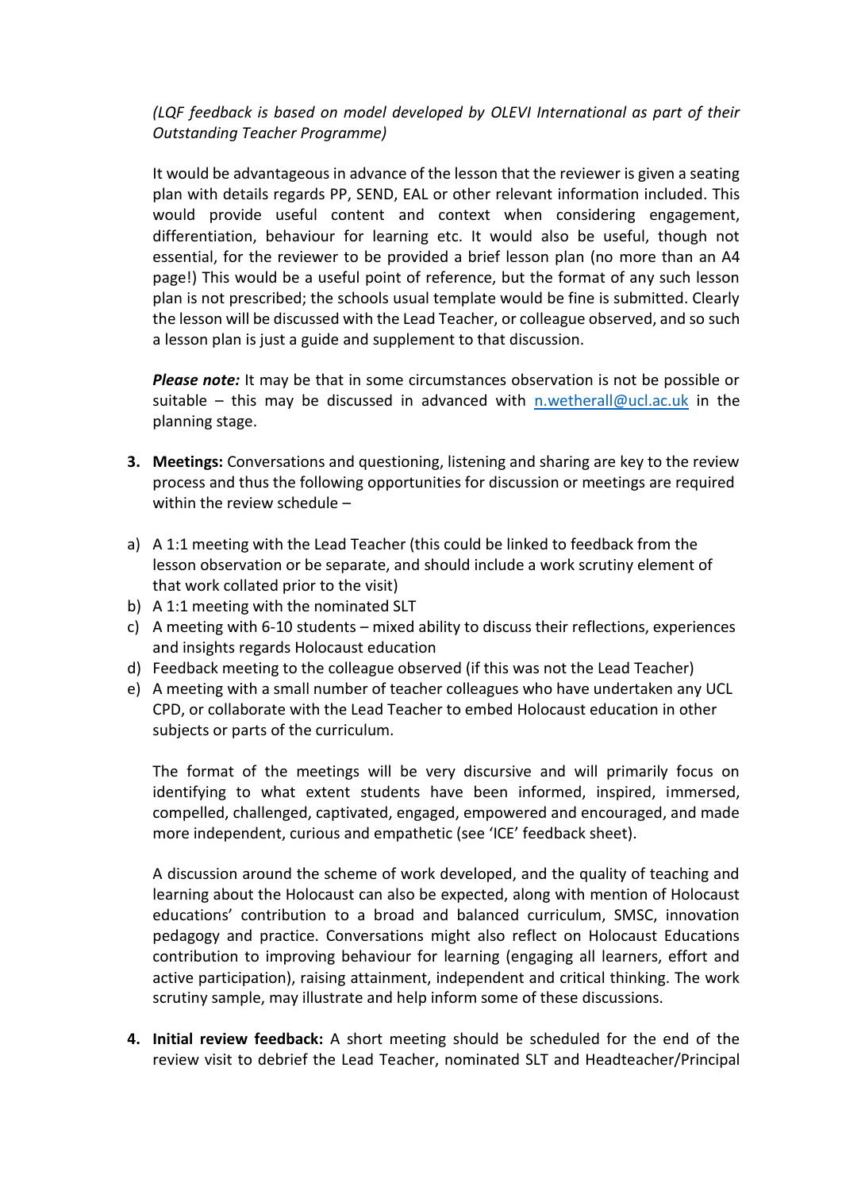*(LQF feedback is based on model developed by OLEVI International as part of their Outstanding Teacher Programme)*

It would be advantageous in advance of the lesson that the reviewer is given a seating plan with details regards PP, SEND, EAL or other relevant information included. This would provide useful content and context when considering engagement, differentiation, behaviour for learning etc. It would also be useful, though not essential, for the reviewer to be provided a brief lesson plan (no more than an A4 page!) This would be a useful point of reference, but the format of any such lesson plan is not prescribed; the schools usual template would be fine is submitted. Clearly the lesson will be discussed with the Lead Teacher, or colleague observed, and so such a lesson plan is just a guide and supplement to that discussion.

***Please note:*** It may be that in some circumstances observation is not be possible or suitable – this may be discussed in advanced with n.wetherall@ucl.ac.uk in the planning stage.

3. **Meetings:** Conversations and questioning, listening and sharing are key to the review process and thus the following opportunities for discussion or meetings are required within the review schedule –

a) A 1:1 meeting with the Lead Teacher (this could be linked to feedback from the lesson observation or be separate, and should include a work scrutiny element of that work collated prior to the visit)
b) A 1:1 meeting with the nominated SLT
c) A meeting with 6-10 students – mixed ability to discuss their reflections, experiences and insights regards Holocaust education
d) Feedback meeting to the colleague observed (if this was not the Lead Teacher)
e) A meeting with a small number of teacher colleagues who have undertaken any UCL CPD, or collaborate with the Lead Teacher to embed Holocaust education in other subjects or parts of the curriculum.

The format of the meetings will be very discursive and will primarily focus on identifying to what extent students have been informed, inspired, immersed, compelled, challenged, captivated, engaged, empowered and encouraged, and made more independent, curious and empathetic (see 'ICE' feedback sheet).

A discussion around the scheme of work developed, and the quality of teaching and learning about the Holocaust can also be expected, along with mention of Holocaust educations' contribution to a broad and balanced curriculum, SMSC, innovation pedagogy and practice. Conversations might also reflect on Holocaust Educations contribution to improving behaviour for learning (engaging all learners, effort and active participation), raising attainment, independent and critical thinking. The work scrutiny sample, may illustrate and help inform some of these discussions.

4. **Initial review feedback:** A short meeting should be scheduled for the end of the review visit to debrief the Lead Teacher, nominated SLT and Headteacher/Principal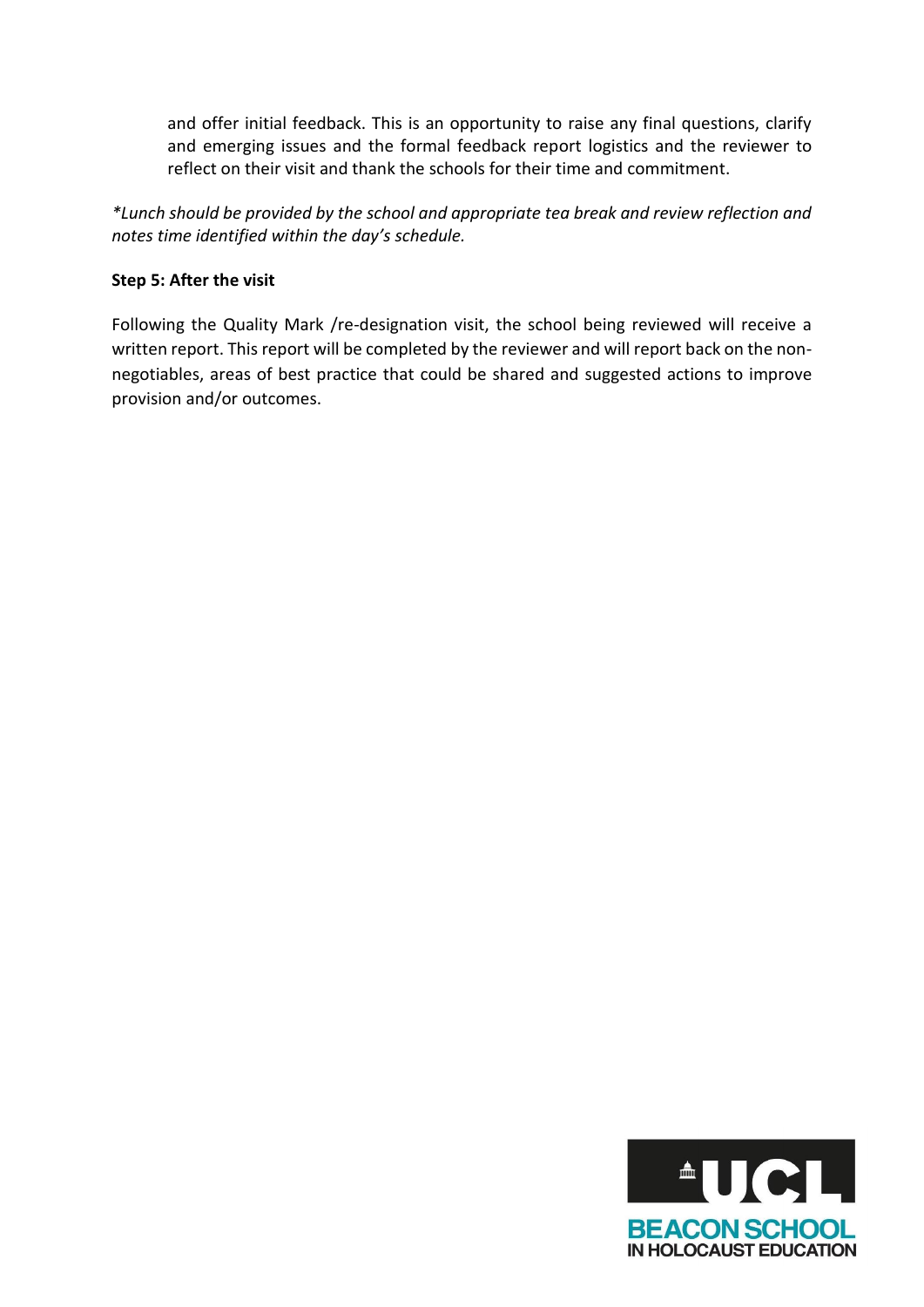and offer initial feedback. This is an opportunity to raise any final questions, clarify and emerging issues and the formal feedback report logistics and the reviewer to reflect on their visit and thank the schools for their time and commitment.

*\*Lunch should be provided by the school and appropriate tea break and review reflection and notes time identified within the day's schedule.*

**Step 5: After the visit**

Following the Quality Mark /re-designation visit, the school being reviewed will receive a written report. This report will be completed by the reviewer and will report back on the non-negotiables, areas of best practice that could be shared and suggested actions to improve provision and/or outcomes.